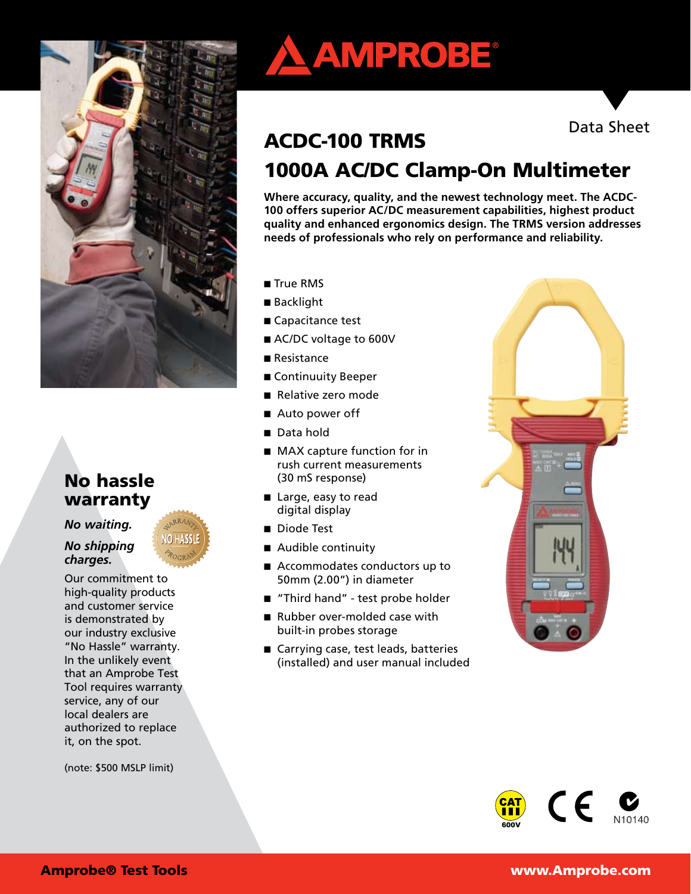# AMPROBE

Data Sheet

## ACDC-100 TRMS

## 1000A AC/DC Clamp-On Multimeter

**Where accuracy, quality, and the newest technology meet. The ACDC-100 offers superior AC/DC measurement capabilities, highest product quality and enhanced ergonomics design. The TRMS version addresses needs of professionals who rely on performance and reliability.**

- True RMS
- Backlight
- Capacitance test
- AC/DC voltage to 600V
- Resistance
- Continuuity Beeper
- Relative zero mode
- Auto power off
- Data hold
- MAX capture function for in rush current measurements (30 mS response)
- Large, easy to read digital display
- Diode Test
- Audible continuity
- Accommodates conductors up to 50mm (2.00") in diameter
- "Third hand" - test probe holder
- Rubber over-molded case with built-in probes storage
- Carrying case, test leads, batteries (installed) and user manual included

## No hassle warranty

***No waiting.***

***No shipping charges.***

Our commitment to high-quality products and customer service is demonstrated by our industry exclusive "No Hassle" warranty. In the unlikely event that an Amprobe Test Tool requires warranty service, any of our local dealers are authorized to replace it, on the spot.

(note: $500 MSLP limit)

CAT III 600V

N10140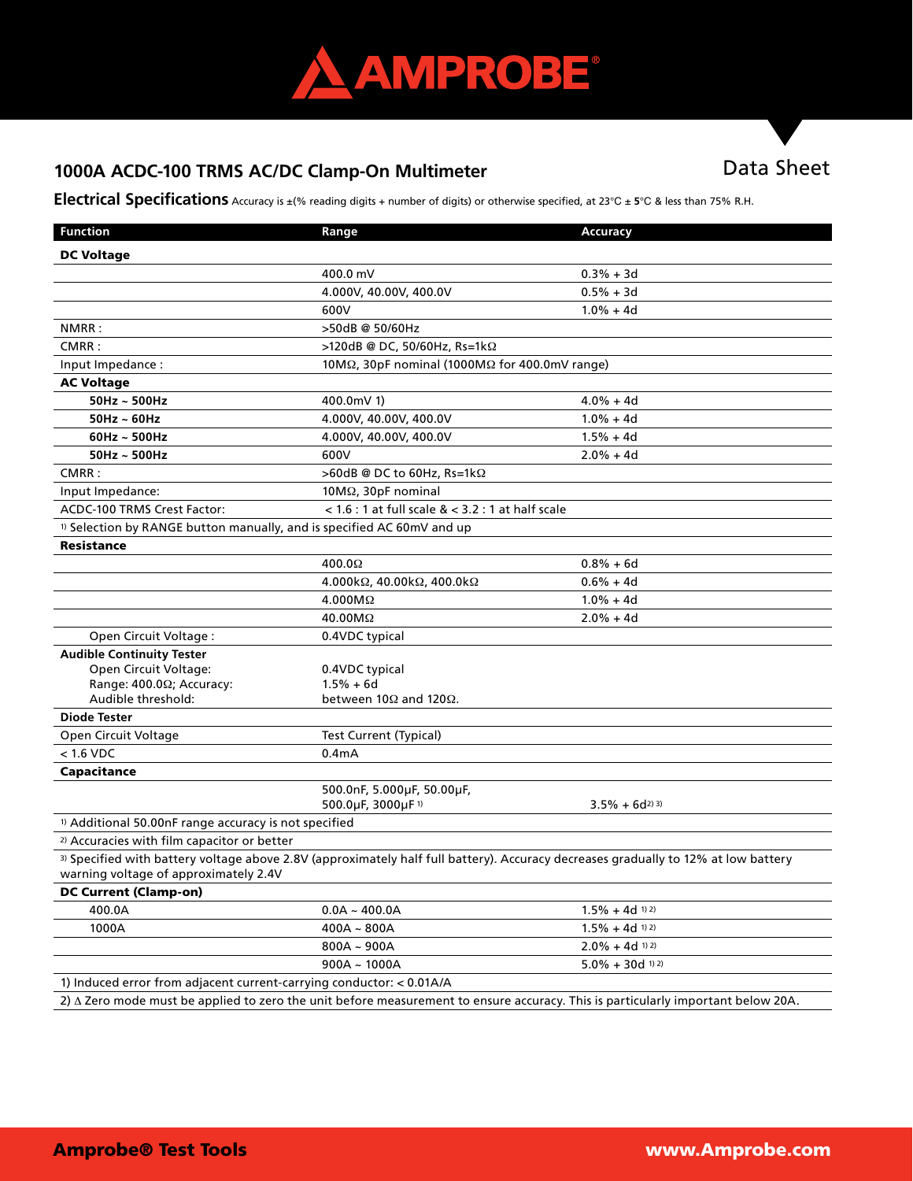## 1000A ACDC-100 TRMS AC/DC Clamp-On Multimeter

Data Sheet

**Electrical Specifications** Accuracy is ±(% reading digits + number of digits) or otherwise specified, at 23°C ± 5°C & less than 75% R.H.

| Function | Range | Accuracy |
|---|---|---|
| **DC Voltage** | | |
| | 400.0 mV | 0.3% + 3d |
| | 4.000V, 40.00V, 400.0V | 0.5% + 3d |
| | 600V | 1.0% + 4d |
| NMRR : | >50dB @ 50/60Hz | |
| CMRR : | >120dB @ DC, 50/60Hz, Rs=1kΩ | |
| Input Impedance : | 10MΩ, 30pF nominal (1000MΩ for 400.0mV range) | |
| **AC Voltage** | | |
| **50Hz ~ 500Hz** | 400.0mV 1) | 4.0% + 4d |
| **50Hz ~ 60Hz** | 4.000V, 40.00V, 400.0V | 1.0% + 4d |
| **60Hz ~ 500Hz** | 4.000V, 40.00V, 400.0V | 1.5% + 4d |
| **50Hz ~ 500Hz** | 600V | 2.0% + 4d |
| CMRR : | >60dB @ DC to 60Hz, Rs=1kΩ | |
| Input Impedance: | 10MΩ, 30pF nominal | |
| ACDC-100 TRMS Crest Factor: | < 1.6 : 1 at full scale & < 3.2 : 1 at half scale | |
| [1] Selection by RANGE button manually, and is specified AC 60mV and up | | |
| **Resistance** | | |
| | 400.0Ω | 0.8% + 6d |
| | 4.000kΩ, 40.00kΩ, 400.0kΩ | 0.6% + 4d |
| | 4.000MΩ | 1.0% + 4d |
| | 40.00MΩ | 2.0% + 4d |
| Open Circuit Voltage : | 0.4VDC typical | |
| **Audible Continuity Tester**<br>Open Circuit Voltage:<br>Range: 400.0Ω; Accuracy:<br>Audible threshold: | <br>0.4VDC typical<br>1.5% + 6d<br>between 10Ω and 120Ω. | |
| **Diode Tester** | | |
| Open Circuit Voltage | Test Current (Typical) | |
| < 1.6 VDC | 0.4mA | |
| **Capacitance** | | |
| | 500.0nF, 5.000µF, 50.00µF, 500.0µF, 3000µF [1] | 3.5% + 6d [2] [3] |
| [1] Additional 50.00nF range accuracy is not specified | | |
| [2] Accuracies with film capacitor or better | | |
| [3] Specified with battery voltage above 2.8V (approximately half full battery). Accuracy decreases gradually to 12% at low battery warning voltage of approximately 2.4V | | |
| **DC Current (Clamp-on)** | | |
| 400.0A | 0.0A ~ 400.0A | 1.5% + 4d [1] [2] |
| 1000A | 400A ~ 800A | 1.5% + 4d [1] [2] |
| | 800A ~ 900A | 2.0% + 4d [1] [2] |
| | 900A ~ 1000A | 5.0% + 30d [1] [2] |
| 1) Induced error from adjacent current-carrying conductor: < 0.01A/A | | |
| 2) Δ Zero mode must be applied to zero the unit before measurement to ensure accuracy. This is particularly important below 20A. | | |

**Amprobe® Test Tools** www.Amprobe.com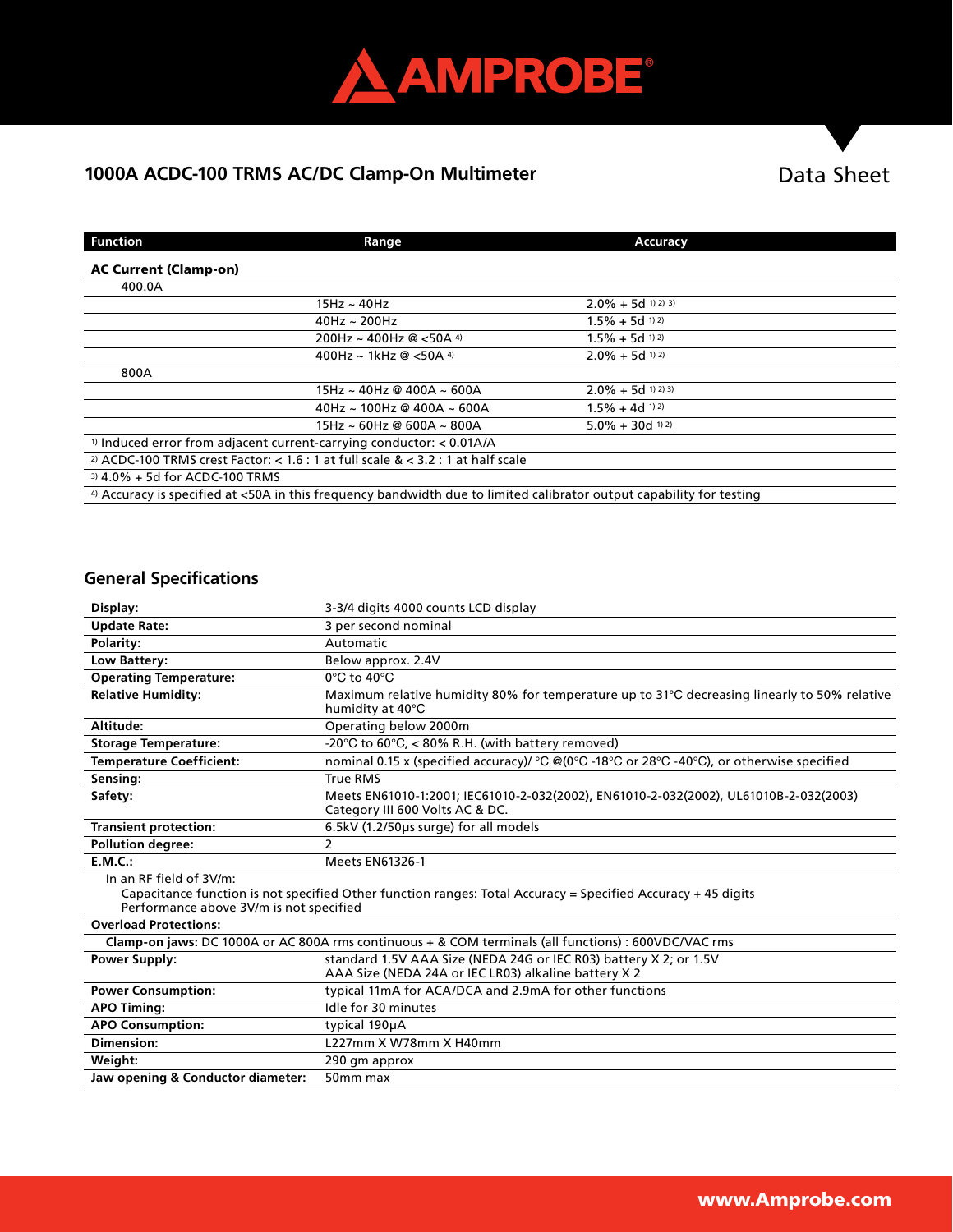# 1000A ACDC-100 TRMS AC/DC Clamp-On Multimeter

Data Sheet

| Function | Range | Accuracy |
|---|---|---|
| **AC Current (Clamp-on)** | | |
| 400.0A | | |
| | 15Hz ~ 40Hz | 2.0% + 5d [1) 2) 3)] |
| | 40Hz ~ 200Hz | 1.5% + 5d [1) 2)] |
| | 200Hz ~ 400Hz @ <50A [4)] | 1.5% + 5d [1) 2)] |
| | 400Hz ~ 1kHz @ <50A [4)] | 2.0% + 5d [1) 2)] |
| 800A | | |
| | 15Hz ~ 40Hz @ 400A ~ 600A | 2.0% + 5d [1) 2) 3)] |
| | 40Hz ~ 100Hz @ 400A ~ 600A | 1.5% + 4d [1) 2)] |
| | 15Hz ~ 60Hz @ 600A ~ 800A | 5.0% + 30d [1) 2)] |

1) Induced error from adjacent current-carrying conductor: < 0.01A/A

2) ACDC-100 TRMS crest Factor: < 1.6 : 1 at full scale & < 3.2 : 1 at half scale

3) 4.0% + 5d for ACDC-100 TRMS

4) Accuracy is specified at <50A in this frequency bandwidth due to limited calibrator output capability for testing

## General Specifications

| | |
|---|---|
| **Display:** | 3-3/4 digits 4000 counts LCD display |
| **Update Rate:** | 3 per second nominal |
| **Polarity:** | Automatic |
| **Low Battery:** | Below approx. 2.4V |
| **Operating Temperature:** | 0°C to 40°C |
| **Relative Humidity:** | Maximum relative humidity 80% for temperature up to 31°C decreasing linearly to 50% relative humidity at 40°C |
| **Altitude:** | Operating below 2000m |
| **Storage Temperature:** | -20°C to 60°C, < 80% R.H. (with battery removed) |
| **Temperature Coefficient:** | nominal 0.15 x (specified accuracy)/ °C @(0°C -18°C or 28°C -40°C), or otherwise specified |
| **Sensing:** | True RMS |
| **Safety:** | Meets EN61010-1:2001; IEC61010-2-032(2002), EN61010-2-032(2002), UL61010B-2-032(2003) Category III 600 Volts AC & DC. |
| **Transient protection:** | 6.5kV (1.2/50µs surge) for all models |
| **Pollution degree:** | 2 |
| **E.M.C.:** | Meets EN61326-1 |

In an RF field of 3V/m:
Capacitance function is not specified Other function ranges: Total Accuracy = Specified Accuracy + 45 digits
Performance above 3V/m is not specified

**Overload Protections:**

**Clamp-on jaws:** DC 1000A or AC 800A rms continuous + & COM terminals (all functions) : 600VDC/VAC rms

| | |
|---|---|
| **Power Supply:** | standard 1.5V AAA Size (NEDA 24G or IEC R03) battery X 2; or 1.5V AAA Size (NEDA 24A or IEC LR03) alkaline battery X 2 |
| **Power Consumption:** | typical 11mA for ACA/DCA and 2.9mA for other functions |
| **APO Timing:** | Idle for 30 minutes |
| **APO Consumption:** | typical 190µA |
| **Dimension:** | L227mm X W78mm X H40mm |
| **Weight:** | 290 gm approx |
| **Jaw opening & Conductor diameter:** | 50mm max |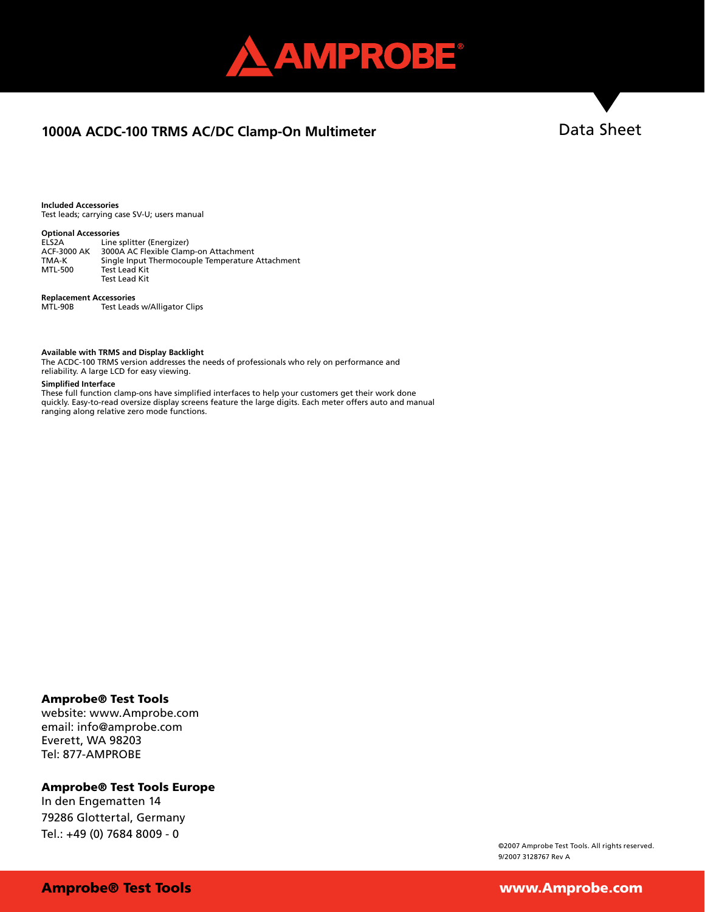# AMPROBE

## 1000A ACDC-100 TRMS AC/DC Clamp-On Multimeter

Data Sheet

**Included Accessories**
Test leads; carrying case SV-U; users manual

**Optional Accessories**

| | |
|---|---|
| ELS2A | Line splitter (Energizer) |
| ACF-3000 AK | 3000A AC Flexible Clamp-on Attachment |
| TMA-K | Single Input Thermocouple Temperature Attachment |
| MTL-500 | Test Lead Kit |
| | Test Lead Kit |

**Replacement Accessories**

| | |
|---|---|
| MTL-90B | Test Leads w/Alligator Clips |

**Available with TRMS and Display Backlight**
The ACDC-100 TRMS version addresses the needs of professionals who rely on performance and reliability. A large LCD for easy viewing.

**Simplified Interface**
These full function clamp-ons have simplified interfaces to help your customers get their work done quickly. Easy-to-read oversize display screens feature the large digits. Each meter offers auto and manual ranging along relative zero mode functions.

**Amprobe® Test Tools**
website: www.Amprobe.com
email: info@amprobe.com
Everett, WA 98203
Tel: 877-AMPROBE

**Amprobe® Test Tools Europe**
In den Engematten 14
79286 Glottertal, Germany
Tel.: +49 (0) 7684 8009 - 0

©2007 Amprobe Test Tools. All rights reserved.
9/2007 3128767 Rev A

**Amprobe® Test Tools** **www.Amprobe.com**